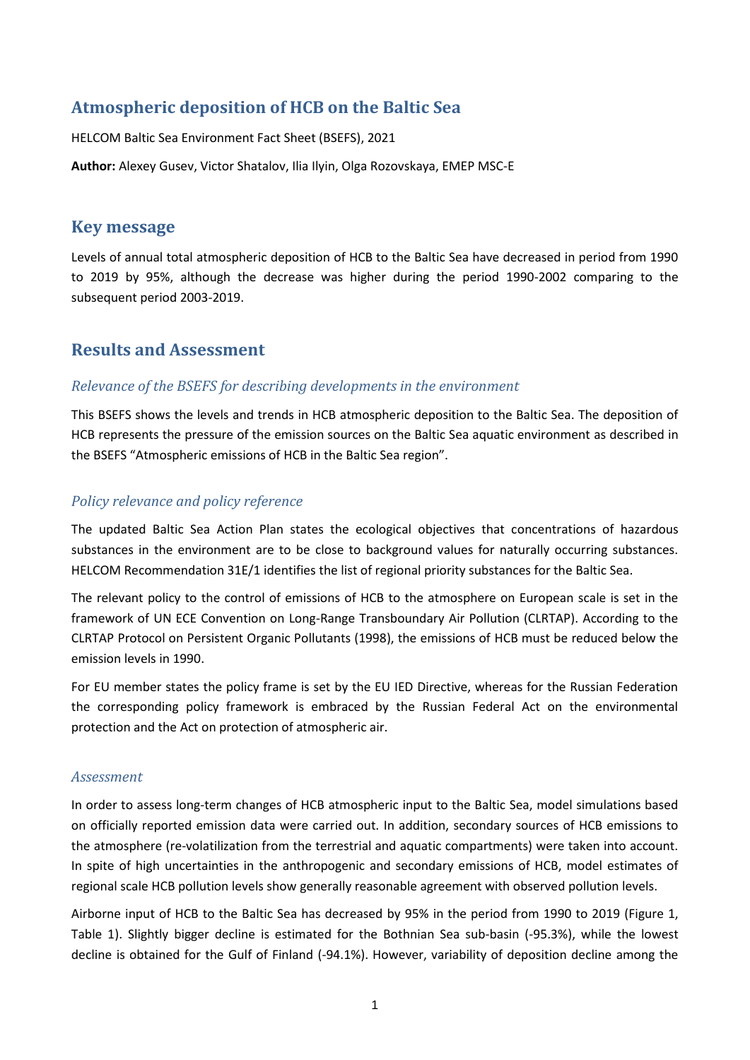# Atmospheric deposition of HCB on the Baltic Sea

HELCOM Baltic Sea Environment Fact Sheet (BSEFS), 2021

**Author:** Alexey Gusev, Victor Shatalov, Ilia Ilyin, Olga Rozovskaya, EMEP MSC-E

## Key message

Levels of annual total atmospheric deposition of HCB to the Baltic Sea have decreased in period from 1990 to 2019 by 95%, although the decrease was higher during the period 1990-2002 comparing to the subsequent period 2003-2019.

## Results and Assessment

### *Relevance of the BSEFS for describing developments in the environment*

This BSEFS shows the levels and trends in HCB atmospheric deposition to the Baltic Sea. The deposition of HCB represents the pressure of the emission sources on the Baltic Sea aquatic environment as described in the BSEFS "Atmospheric emissions of HCB in the Baltic Sea region".

### *Policy relevance and policy reference*

The updated Baltic Sea Action Plan states the ecological objectives that concentrations of hazardous substances in the environment are to be close to background values for naturally occurring substances. HELCOM Recommendation 31E/1 identifies the list of regional priority substances for the Baltic Sea.

The relevant policy to the control of emissions of HCB to the atmosphere on European scale is set in the framework of UN ECE Convention on Long-Range Transboundary Air Pollution (CLRTAP). According to the CLRTAP Protocol on Persistent Organic Pollutants (1998), the emissions of HCB must be reduced below the emission levels in 1990.

For EU member states the policy frame is set by the EU IED Directive, whereas for the Russian Federation the corresponding policy framework is embraced by the Russian Federal Act on the environmental protection and the Act on protection of atmospheric air.

### *Assessment*

In order to assess long-term changes of HCB atmospheric input to the Baltic Sea, model simulations based on officially reported emission data were carried out. In addition, secondary sources of HCB emissions to the atmosphere (re-volatilization from the terrestrial and aquatic compartments) were taken into account. In spite of high uncertainties in the anthropogenic and secondary emissions of HCB, model estimates of regional scale HCB pollution levels show generally reasonable agreement with observed pollution levels.

Airborne input of HCB to the Baltic Sea has decreased by 95% in the period from 1990 to 2019 (Figure 1, Table 1). Slightly bigger decline is estimated for the Bothnian Sea sub-basin (-95.3%), while the lowest decline is obtained for the Gulf of Finland (-94.1%). However, variability of deposition decline among the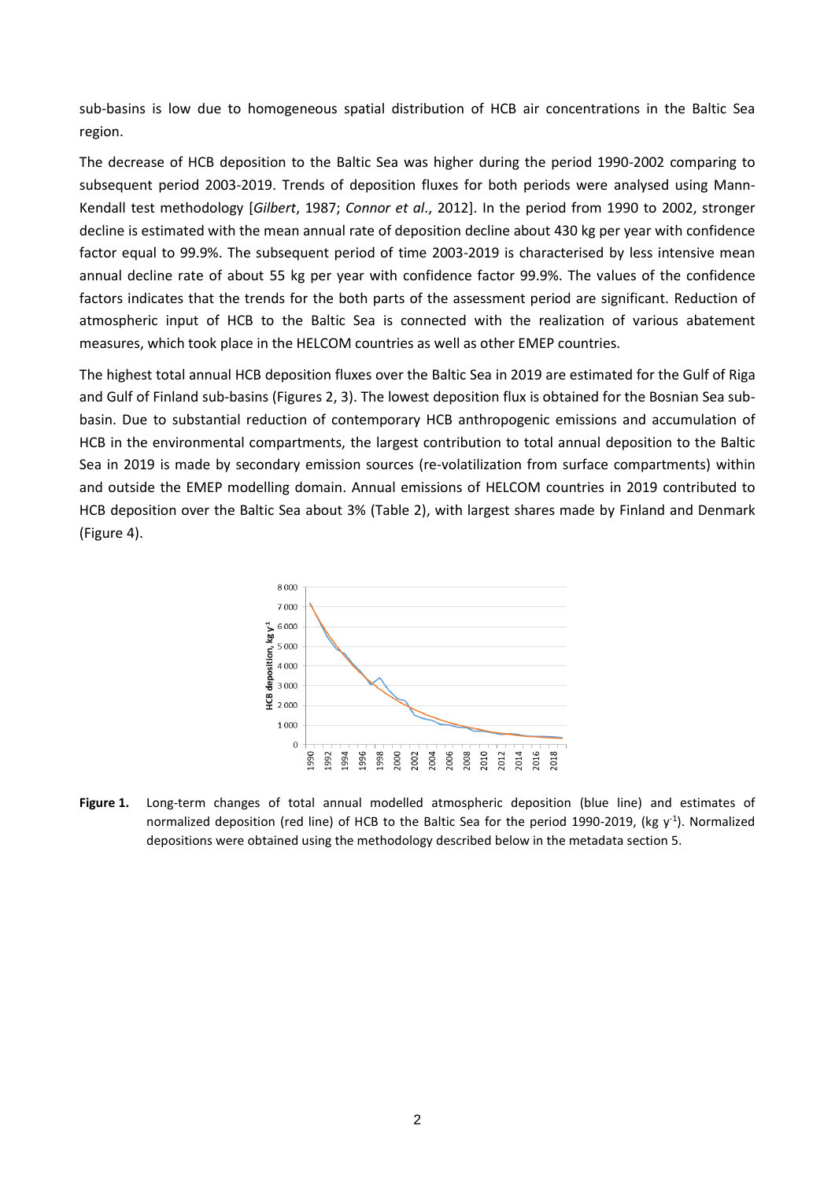sub-basins is low due to homogeneous spatial distribution of HCB air concentrations in the Baltic Sea region.

The decrease of HCB deposition to the Baltic Sea was higher during the period 1990-2002 comparing to subsequent period 2003-2019. Trends of deposition fluxes for both periods were analysed using Mann-Kendall test methodology [*Gilbert*, 1987; *Connor et al*., 2012]. In the period from 1990 to 2002, stronger decline is estimated with the mean annual rate of deposition decline about 430 kg per year with confidence factor equal to 99.9%. The subsequent period of time 2003-2019 is characterised by less intensive mean annual decline rate of about 55 kg per year with confidence factor 99.9%. The values of the confidence factors indicates that the trends for the both parts of the assessment period are significant. Reduction of atmospheric input of HCB to the Baltic Sea is connected with the realization of various abatement measures, which took place in the HELCOM countries as well as other EMEP countries.

The highest total annual HCB deposition fluxes over the Baltic Sea in 2019 are estimated for the Gulf of Riga and Gulf of Finland sub-basins (Figures 2, 3). The lowest deposition flux is obtained for the Bosnian Sea sub-basin. Due to substantial reduction of contemporary HCB anthropogenic emissions and accumulation of HCB in the environmental compartments, the largest contribution to total annual deposition to the Baltic Sea in 2019 is made by secondary emission sources (re-volatilization from surface compartments) within and outside the EMEP modelling domain. Annual emissions of HELCOM countries in 2019 contributed to HCB deposition over the Baltic Sea about 3% (Table 2), with largest shares made by Finland and Denmark (Figure 4).

**Figure 1.** Long-term changes of total annual modelled atmospheric deposition (blue line) and estimates of normalized deposition (red line) of HCB to the Baltic Sea for the period 1990-2019, (kg $y^{-1}$). Normalized depositions were obtained using the methodology described below in the metadata section 5.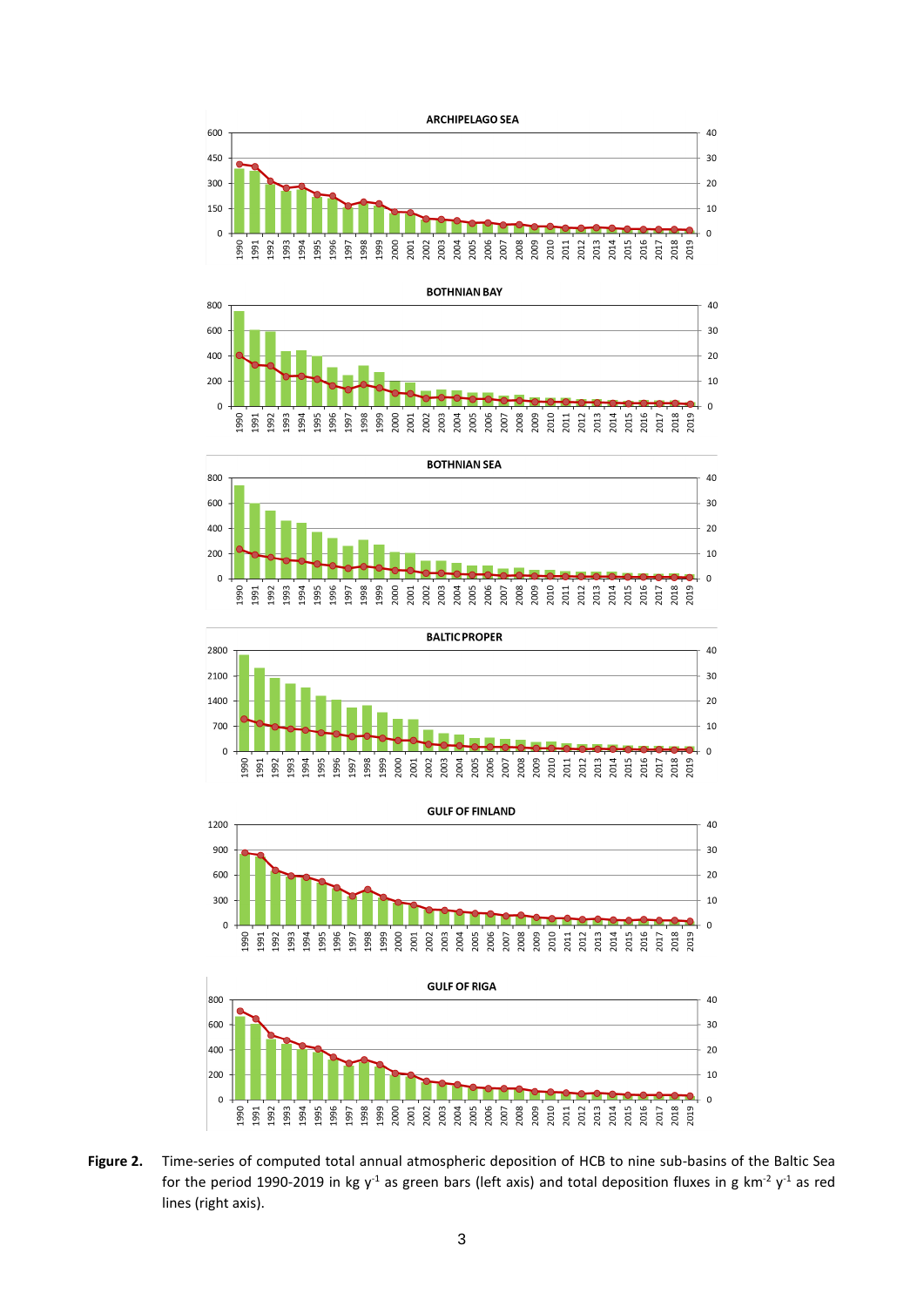**Figure 2.** Time-series of computed total annual atmospheric deposition of HCB to nine sub-basins of the Baltic Sea for the period 1990-2019 in kg $y^{-1}$ as green bars (left axis) and total deposition fluxes in g $km^{-2}$ $y^{-1}$ as red lines (right axis).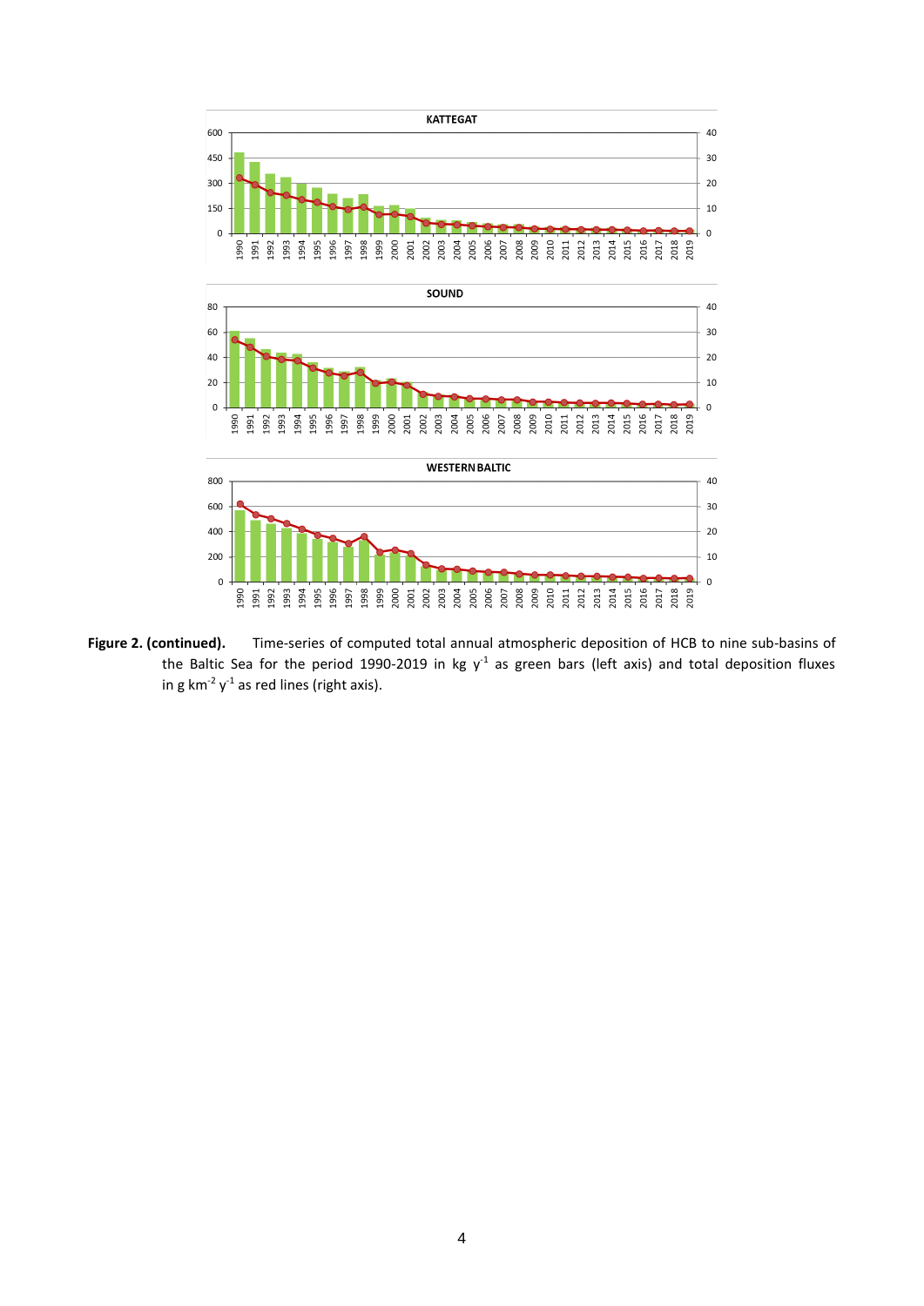**Figure 2. (continued).** Time-series of computed total annual atmospheric deposition of HCB to nine sub-basins of the Baltic Sea for the period 1990-2019 in kg $y^{-1}$ as green bars (left axis) and total deposition fluxes in g $km^{-2}$ $y^{-1}$ as red lines (right axis).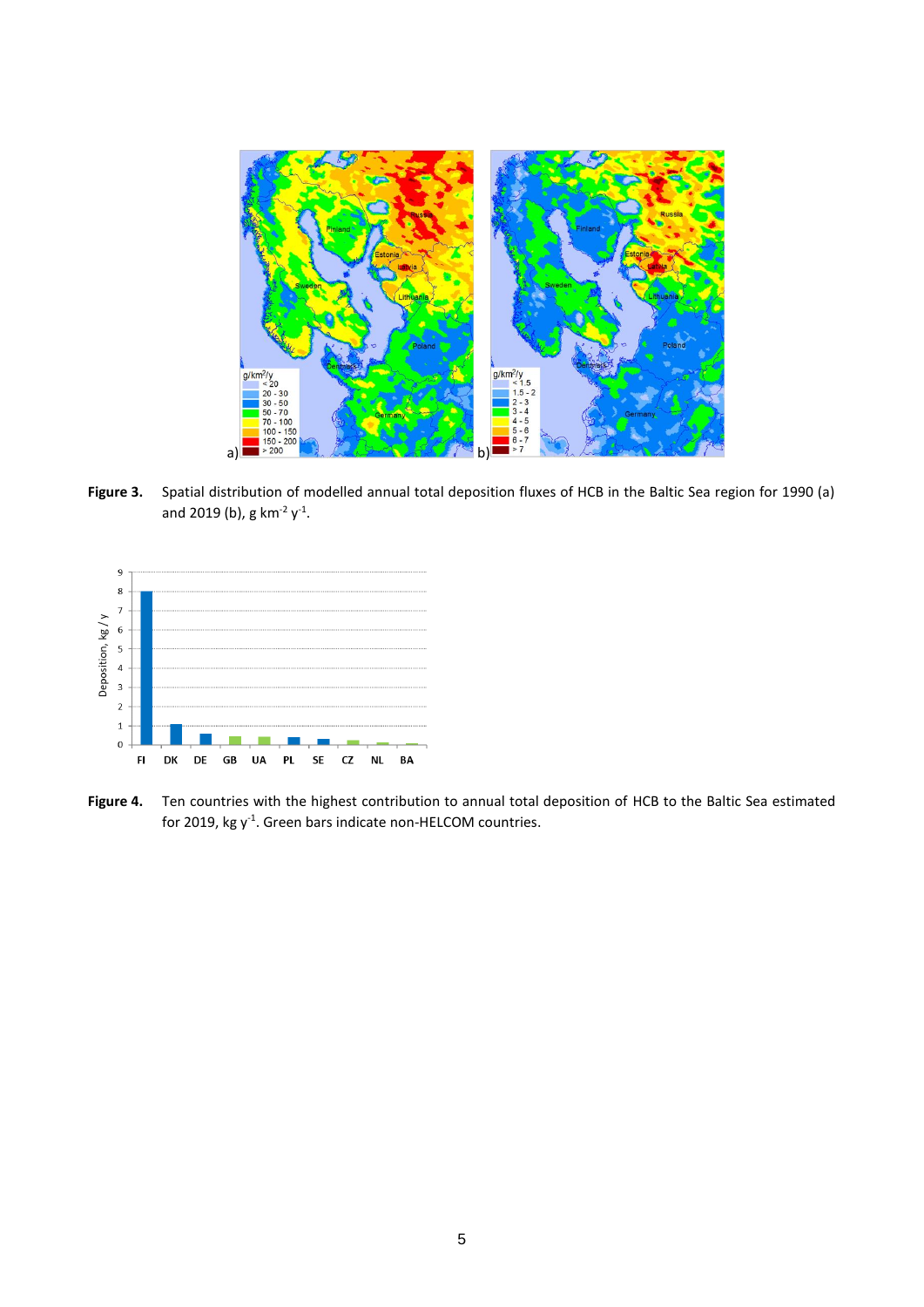**Figure 3.** Spatial distribution of modelled annual total deposition fluxes of HCB in the Baltic Sea region for 1990 (a) and 2019 (b), g km$^{-2}$ y$^{-1}$.

**Figure 4.** Ten countries with the highest contribution to annual total deposition of HCB to the Baltic Sea estimated for 2019, kg y$^{-1}$. Green bars indicate non-HELCOM countries.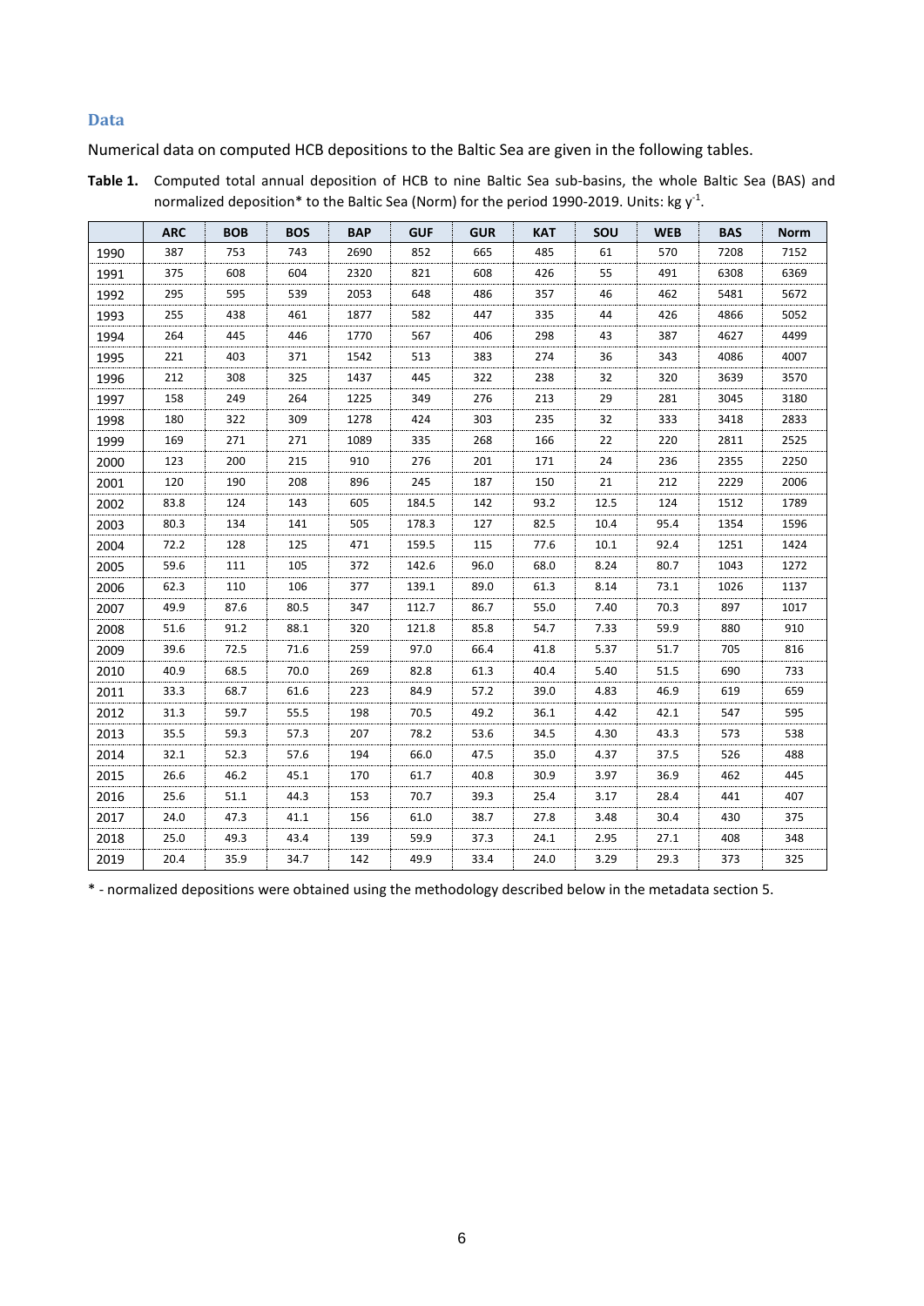## Data

Numerical data on computed HCB depositions to the Baltic Sea are given in the following tables.

**Table 1.** Computed total annual deposition of HCB to nine Baltic Sea sub-basins, the whole Baltic Sea (BAS) and normalized deposition* to the Baltic Sea (Norm) for the period 1990-2019. Units: kg $y^{-1}$.

| | ARC | BOB | BOS | BAP | GUF | GUR | KAT | SOU | WEB | BAS | Norm |
|---|---|---|---|---|---|---|---|---|---|---|---|
| 1990 | 387 | 753 | 743 | 2690 | 852 | 665 | 485 | 61 | 570 | 7208 | 7152 |
| 1991 | 375 | 608 | 604 | 2320 | 821 | 608 | 426 | 55 | 491 | 6308 | 6369 |
| 1992 | 295 | 595 | 539 | 2053 | 648 | 486 | 357 | 46 | 462 | 5481 | 5672 |
| 1993 | 255 | 438 | 461 | 1877 | 582 | 447 | 335 | 44 | 426 | 4866 | 5052 |
| 1994 | 264 | 445 | 446 | 1770 | 567 | 406 | 298 | 43 | 387 | 4627 | 4499 |
| 1995 | 221 | 403 | 371 | 1542 | 513 | 383 | 274 | 36 | 343 | 4086 | 4007 |
| 1996 | 212 | 308 | 325 | 1437 | 445 | 322 | 238 | 32 | 320 | 3639 | 3570 |
| 1997 | 158 | 249 | 264 | 1225 | 349 | 276 | 213 | 29 | 281 | 3045 | 3180 |
| 1998 | 180 | 322 | 309 | 1278 | 424 | 303 | 235 | 32 | 333 | 3418 | 2833 |
| 1999 | 169 | 271 | 271 | 1089 | 335 | 268 | 166 | 22 | 220 | 2811 | 2525 |
| 2000 | 123 | 200 | 215 | 910 | 276 | 201 | 171 | 24 | 236 | 2355 | 2250 |
| 2001 | 120 | 190 | 208 | 896 | 245 | 187 | 150 | 21 | 212 | 2229 | 2006 |
| 2002 | 83.8 | 124 | 143 | 605 | 184.5 | 142 | 93.2 | 12.5 | 124 | 1512 | 1789 |
| 2003 | 80.3 | 134 | 141 | 505 | 178.3 | 127 | 82.5 | 10.4 | 95.4 | 1354 | 1596 |
| 2004 | 72.2 | 128 | 125 | 471 | 159.5 | 115 | 77.6 | 10.1 | 92.4 | 1251 | 1424 |
| 2005 | 59.6 | 111 | 105 | 372 | 142.6 | 96.0 | 68.0 | 8.24 | 80.7 | 1043 | 1272 |
| 2006 | 62.3 | 110 | 106 | 377 | 139.1 | 89.0 | 61.3 | 8.14 | 73.1 | 1026 | 1137 |
| 2007 | 49.9 | 87.6 | 80.5 | 347 | 112.7 | 86.7 | 55.0 | 7.40 | 70.3 | 897 | 1017 |
| 2008 | 51.6 | 91.2 | 88.1 | 320 | 121.8 | 85.8 | 54.7 | 7.33 | 59.9 | 880 | 910 |
| 2009 | 39.6 | 72.5 | 71.6 | 259 | 97.0 | 66.4 | 41.8 | 5.37 | 51.7 | 705 | 816 |
| 2010 | 40.9 | 68.5 | 70.0 | 269 | 82.8 | 61.3 | 40.4 | 5.40 | 51.5 | 690 | 733 |
| 2011 | 33.3 | 68.7 | 61.6 | 223 | 84.9 | 57.2 | 39.0 | 4.83 | 46.9 | 619 | 659 |
| 2012 | 31.3 | 59.7 | 55.5 | 198 | 70.5 | 49.2 | 36.1 | 4.42 | 42.1 | 547 | 595 |
| 2013 | 35.5 | 59.3 | 57.3 | 207 | 78.2 | 53.6 | 34.5 | 4.30 | 43.3 | 573 | 538 |
| 2014 | 32.1 | 52.3 | 57.6 | 194 | 66.0 | 47.5 | 35.0 | 4.37 | 37.5 | 526 | 488 |
| 2015 | 26.6 | 46.2 | 45.1 | 170 | 61.7 | 40.8 | 30.9 | 3.97 | 36.9 | 462 | 445 |
| 2016 | 25.6 | 51.1 | 44.3 | 153 | 70.7 | 39.3 | 25.4 | 3.17 | 28.4 | 441 | 407 |
| 2017 | 24.0 | 47.3 | 41.1 | 156 | 61.0 | 38.7 | 27.8 | 3.48 | 30.4 | 430 | 375 |
| 2018 | 25.0 | 49.3 | 43.4 | 139 | 59.9 | 37.3 | 24.1 | 2.95 | 27.1 | 408 | 348 |
| 2019 | 20.4 | 35.9 | 34.7 | 142 | 49.9 | 33.4 | 24.0 | 3.29 | 29.3 | 373 | 325 |

* - normalized depositions were obtained using the methodology described below in the metadata section 5.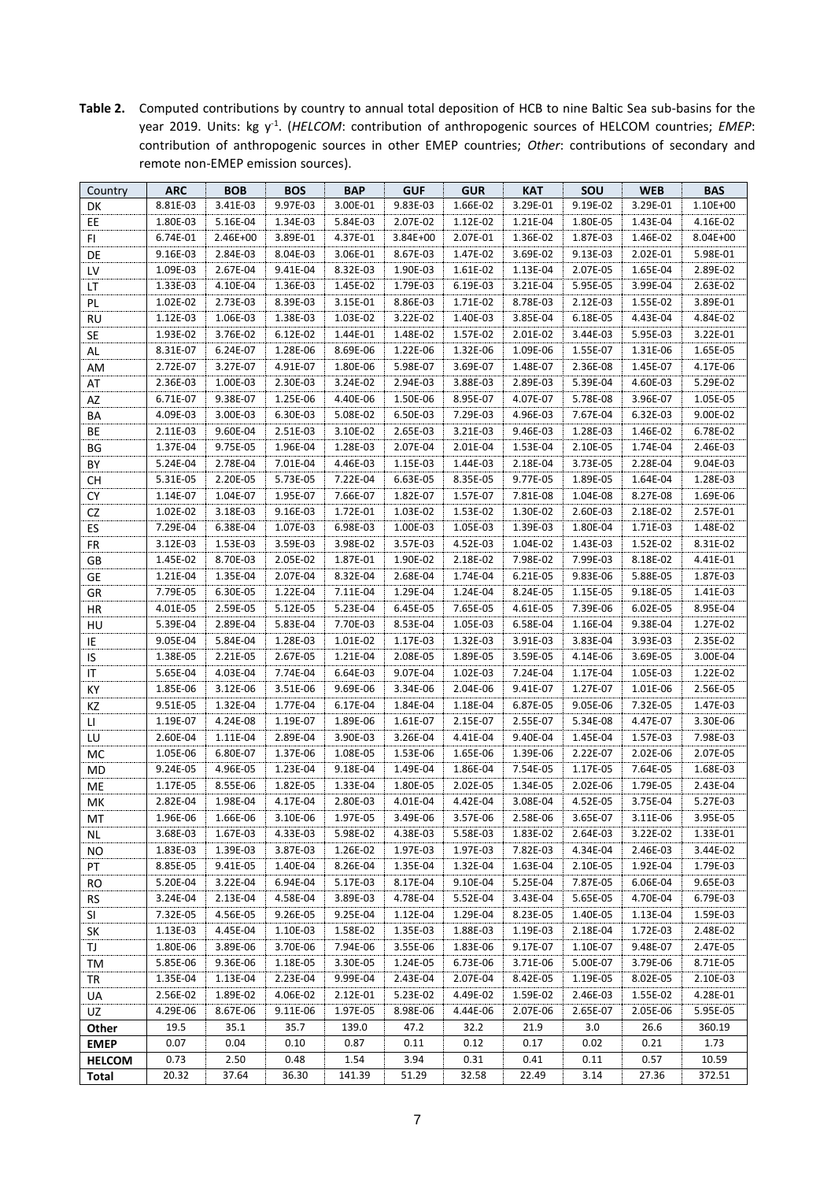**Table 2.** Computed contributions by country to annual total deposition of HCB to nine Baltic Sea sub-basins for the year 2019. Units: kg $y^{-1}$. (*HELCOM*: contribution of anthropogenic sources of HELCOM countries; *EMEP*: contribution of anthropogenic sources in other EMEP countries; *Other*: contributions of secondary and remote non-EMEP emission sources).

| Country | ARC | BOB | BOS | BAP | GUF | GUR | KAT | SOU | WEB | BAS |
|---|---|---|---|---|---|---|---|---|---|---|
| DK | 8.81E-03 | 3.41E-03 | 9.97E-03 | 3.00E-01 | 9.83E-03 | 1.66E-02 | 3.29E-01 | 9.19E-02 | 3.29E-01 | 1.10E+00 |
| EE | 1.80E-03 | 5.16E-04 | 1.34E-03 | 5.84E-03 | 2.07E-02 | 1.12E-02 | 1.21E-04 | 1.80E-05 | 1.43E-04 | 4.16E-02 |
| FI | 6.74E-01 | 2.46E+00 | 3.89E-01 | 4.37E-01 | 3.84E+00 | 2.07E-01 | 1.36E-02 | 1.87E-03 | 1.46E-02 | 8.04E+00 |
| DE | 9.16E-03 | 2.84E-03 | 8.04E-03 | 3.06E-01 | 8.67E-03 | 1.47E-02 | 3.69E-02 | 9.13E-03 | 2.02E-01 | 5.98E-01 |
| LV | 1.09E-03 | 2.67E-04 | 9.41E-04 | 8.32E-03 | 1.90E-03 | 1.61E-02 | 1.13E-04 | 2.07E-05 | 1.65E-04 | 2.89E-02 |
| LT | 1.33E-03 | 4.10E-04 | 1.36E-03 | 1.45E-02 | 1.79E-03 | 6.19E-03 | 3.21E-04 | 5.95E-05 | 3.99E-04 | 2.63E-02 |
| PL | 1.02E-02 | 2.73E-03 | 8.39E-03 | 3.15E-01 | 8.86E-03 | 1.71E-02 | 8.78E-03 | 2.12E-03 | 1.55E-02 | 3.89E-01 |
| RU | 1.12E-03 | 1.06E-03 | 1.38E-03 | 1.03E-02 | 3.22E-02 | 1.40E-03 | 3.85E-04 | 6.18E-05 | 4.43E-04 | 4.84E-02 |
| SE | 1.93E-02 | 3.76E-02 | 6.12E-02 | 1.44E-01 | 1.48E-02 | 1.57E-02 | 2.01E-02 | 3.44E-03 | 5.95E-03 | 3.22E-01 |
| AL | 8.31E-07 | 6.24E-07 | 1.28E-06 | 8.69E-06 | 1.22E-06 | 1.32E-06 | 1.09E-06 | 1.55E-07 | 1.31E-06 | 1.65E-05 |
| AM | 2.72E-07 | 3.27E-07 | 4.91E-07 | 1.80E-06 | 5.98E-07 | 3.69E-07 | 1.48E-07 | 2.36E-08 | 1.45E-07 | 4.17E-06 |
| AT | 2.36E-03 | 1.00E-03 | 2.30E-03 | 3.24E-02 | 2.94E-03 | 3.88E-03 | 2.89E-03 | 5.39E-04 | 4.60E-03 | 5.29E-02 |
| AZ | 6.71E-07 | 9.38E-07 | 1.25E-06 | 4.40E-06 | 1.50E-06 | 8.95E-07 | 4.07E-07 | 5.78E-08 | 3.96E-07 | 1.05E-05 |
| BA | 4.09E-03 | 3.00E-03 | 6.30E-03 | 5.08E-02 | 6.50E-03 | 7.29E-03 | 4.96E-03 | 7.67E-04 | 6.32E-03 | 9.00E-02 |
| BE | 2.11E-03 | 9.60E-04 | 2.51E-03 | 3.10E-02 | 2.65E-03 | 3.21E-03 | 9.46E-03 | 1.28E-03 | 1.46E-02 | 6.78E-02 |
| BG | 1.37E-04 | 9.75E-05 | 1.96E-04 | 1.28E-03 | 2.07E-04 | 2.01E-04 | 1.53E-04 | 2.10E-05 | 1.74E-04 | 2.46E-03 |
| BY | 5.24E-04 | 2.78E-04 | 7.01E-04 | 4.46E-03 | 1.15E-03 | 1.44E-03 | 2.18E-04 | 3.73E-05 | 2.28E-04 | 9.04E-03 |
| CH | 5.31E-05 | 2.20E-05 | 5.73E-05 | 7.22E-04 | 6.63E-05 | 8.35E-05 | 9.77E-05 | 1.89E-05 | 1.64E-04 | 1.28E-03 |
| CY | 1.14E-07 | 1.04E-07 | 1.95E-07 | 7.66E-07 | 1.82E-07 | 1.57E-07 | 7.81E-08 | 1.04E-08 | 8.27E-08 | 1.69E-06 |
| CZ | 1.02E-02 | 3.18E-03 | 9.16E-03 | 1.72E-01 | 1.03E-02 | 1.53E-02 | 1.30E-02 | 2.60E-03 | 2.18E-02 | 2.57E-01 |
| ES | 7.29E-04 | 6.38E-04 | 1.07E-03 | 6.98E-03 | 1.00E-03 | 1.05E-03 | 1.39E-03 | 1.80E-04 | 1.71E-03 | 1.48E-02 |
| FR | 3.12E-03 | 1.53E-03 | 3.59E-03 | 3.98E-02 | 3.57E-03 | 4.52E-03 | 1.04E-02 | 1.43E-03 | 1.52E-02 | 8.31E-02 |
| GB | 1.45E-02 | 8.70E-03 | 2.05E-02 | 1.87E-01 | 1.90E-02 | 2.18E-02 | 7.98E-02 | 7.99E-03 | 8.18E-02 | 4.41E-01 |
| GE | 1.21E-04 | 1.35E-04 | 2.07E-04 | 8.32E-04 | 2.68E-04 | 1.74E-04 | 6.21E-05 | 9.83E-06 | 5.88E-05 | 1.87E-03 |
| GR | 7.79E-05 | 6.30E-05 | 1.22E-04 | 7.11E-04 | 1.29E-04 | 1.24E-04 | 8.24E-05 | 1.15E-05 | 9.18E-05 | 1.41E-03 |
| HR | 4.01E-05 | 2.59E-05 | 5.12E-05 | 5.23E-04 | 6.45E-05 | 7.65E-05 | 4.61E-05 | 7.39E-06 | 6.02E-05 | 8.95E-04 |
| HU | 5.39E-04 | 2.89E-04 | 5.83E-04 | 7.70E-03 | 8.53E-04 | 1.05E-03 | 6.58E-04 | 1.16E-04 | 9.38E-04 | 1.27E-02 |
| IE | 9.05E-04 | 5.84E-04 | 1.28E-03 | 1.01E-02 | 1.17E-03 | 1.32E-03 | 3.91E-03 | 3.83E-04 | 3.93E-03 | 2.35E-02 |
| IS | 1.38E-05 | 2.21E-05 | 2.67E-05 | 1.21E-04 | 2.08E-05 | 1.89E-05 | 3.59E-05 | 4.14E-06 | 3.69E-05 | 3.00E-04 |
| IT | 5.65E-04 | 4.03E-04 | 7.74E-04 | 6.64E-03 | 9.07E-04 | 1.02E-03 | 7.24E-04 | 1.17E-04 | 1.05E-03 | 1.22E-02 |
| KY | 1.85E-06 | 3.12E-06 | 3.51E-06 | 9.69E-06 | 3.34E-06 | 2.04E-06 | 9.41E-07 | 1.27E-07 | 1.01E-06 | 2.56E-05 |
| KZ | 9.51E-05 | 1.32E-04 | 1.77E-04 | 6.17E-04 | 1.84E-04 | 1.18E-04 | 6.87E-05 | 9.05E-06 | 7.32E-05 | 1.47E-03 |
| LI | 1.19E-07 | 4.24E-08 | 1.19E-07 | 1.89E-06 | 1.61E-07 | 2.15E-07 | 2.55E-07 | 5.34E-08 | 4.47E-07 | 3.30E-06 |
| LU | 2.60E-04 | 1.11E-04 | 2.89E-04 | 3.90E-03 | 3.26E-04 | 4.41E-04 | 9.40E-04 | 1.45E-04 | 1.57E-03 | 7.98E-03 |
| MC | 1.05E-06 | 6.80E-07 | 1.37E-06 | 1.08E-05 | 1.53E-06 | 1.65E-06 | 1.39E-06 | 2.22E-07 | 2.02E-06 | 2.07E-05 |
| MD | 9.24E-05 | 4.96E-05 | 1.23E-04 | 9.18E-04 | 1.49E-04 | 1.86E-04 | 7.54E-05 | 1.17E-05 | 7.64E-05 | 1.68E-03 |
| ME | 1.17E-05 | 8.55E-06 | 1.82E-05 | 1.33E-04 | 1.80E-05 | 2.02E-05 | 1.34E-05 | 2.02E-06 | 1.79E-05 | 2.43E-04 |
| MK | 2.82E-04 | 1.98E-04 | 4.17E-04 | 2.80E-03 | 4.01E-04 | 4.42E-04 | 3.08E-04 | 4.52E-05 | 3.75E-04 | 5.27E-03 |
| MT | 1.96E-06 | 1.66E-06 | 3.10E-06 | 1.97E-05 | 3.49E-06 | 3.57E-06 | 2.58E-06 | 3.65E-07 | 3.11E-06 | 3.95E-05 |
| NL | 3.68E-03 | 1.67E-03 | 4.33E-03 | 5.98E-02 | 4.38E-03 | 5.58E-03 | 1.83E-02 | 2.64E-03 | 3.22E-02 | 1.33E-01 |
| NO | 1.83E-03 | 1.39E-03 | 3.87E-03 | 1.26E-02 | 1.97E-03 | 1.97E-03 | 7.82E-03 | 4.34E-04 | 2.46E-03 | 3.44E-02 |
| PT | 8.85E-05 | 9.41E-05 | 1.40E-04 | 8.26E-04 | 1.35E-04 | 1.32E-04 | 1.63E-04 | 2.10E-05 | 1.92E-04 | 1.79E-03 |
| RO | 5.20E-04 | 3.22E-04 | 6.94E-04 | 5.17E-03 | 8.17E-04 | 9.10E-04 | 5.25E-04 | 7.87E-05 | 6.06E-04 | 9.65E-03 |
| RS | 3.24E-04 | 2.13E-04 | 4.58E-04 | 3.89E-03 | 4.78E-04 | 5.52E-04 | 3.43E-04 | 5.65E-05 | 4.70E-04 | 6.79E-03 |
| SI | 7.32E-05 | 4.56E-05 | 9.26E-05 | 9.25E-04 | 1.12E-04 | 1.29E-04 | 8.23E-05 | 1.40E-05 | 1.13E-04 | 1.59E-03 |
| SK | 1.13E-03 | 4.45E-04 | 1.10E-03 | 1.58E-02 | 1.35E-03 | 1.88E-03 | 1.19E-03 | 2.18E-04 | 1.72E-03 | 2.48E-02 |
| TJ | 1.80E-06 | 3.89E-06 | 3.70E-06 | 7.94E-06 | 3.55E-06 | 1.83E-06 | 9.17E-07 | 1.10E-07 | 9.48E-07 | 2.47E-05 |
| TM | 5.85E-06 | 9.36E-06 | 1.18E-05 | 3.30E-05 | 1.24E-05 | 6.73E-06 | 3.71E-06 | 5.00E-07 | 3.79E-06 | 8.71E-05 |
| TR | 1.35E-04 | 1.13E-04 | 2.23E-04 | 9.99E-04 | 2.43E-04 | 2.07E-04 | 8.42E-05 | 1.19E-05 | 8.02E-05 | 2.10E-03 |
| UA | 2.56E-02 | 1.89E-02 | 4.06E-02 | 2.12E-01 | 5.23E-02 | 4.49E-02 | 1.59E-02 | 2.46E-03 | 1.55E-02 | 4.28E-01 |
| UZ | 4.29E-06 | 8.67E-06 | 9.11E-06 | 1.97E-05 | 8.98E-06 | 4.44E-06 | 2.07E-06 | 2.65E-07 | 2.05E-06 | 5.95E-05 |
| **Other** | 19.5 | 35.1 | 35.7 | 139.0 | 47.2 | 32.2 | 21.9 | 3.0 | 26.6 | 360.19 |
| **EMEP** | 0.07 | 0.04 | 0.10 | 0.87 | 0.11 | 0.12 | 0.17 | 0.02 | 0.21 | 1.73 |
| **HELCOM** | 0.73 | 2.50 | 0.48 | 1.54 | 3.94 | 0.31 | 0.41 | 0.11 | 0.57 | 10.59 |
| **Total** | 20.32 | 37.64 | 36.30 | 141.39 | 51.29 | 32.58 | 22.49 | 3.14 | 27.36 | 372.51 |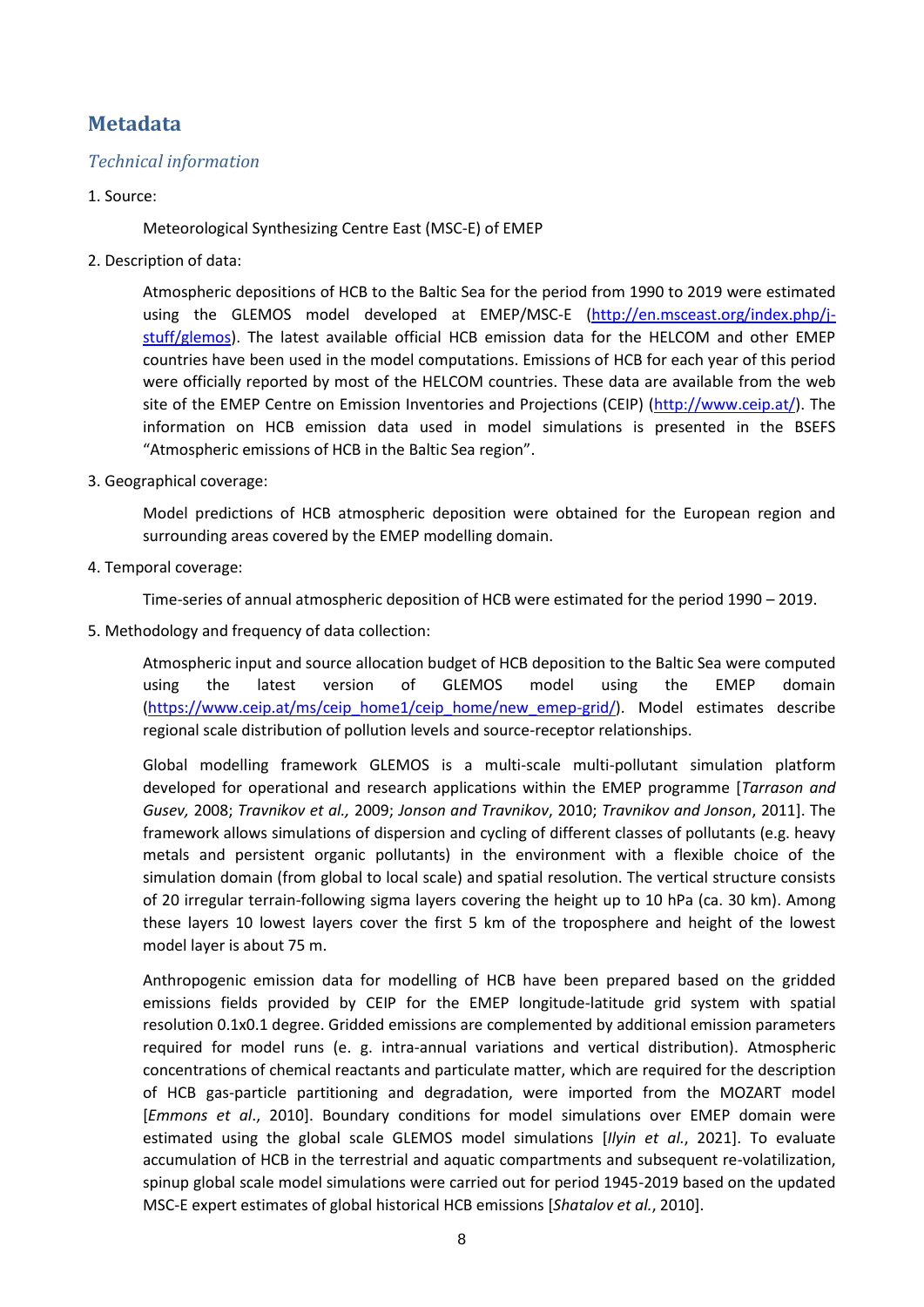## Metadata

### *Technical information*

1. Source:

   Meteorological Synthesizing Centre East (MSC-E) of EMEP

2. Description of data:

   Atmospheric depositions of HCB to the Baltic Sea for the period from 1990 to 2019 were estimated using the GLEMOS model developed at EMEP/MSC-E (http://en.msceast.org/index.php/j-stuff/glemos). The latest available official HCB emission data for the HELCOM and other EMEP countries have been used in the model computations. Emissions of HCB for each year of this period were officially reported by most of the HELCOM countries. These data are available from the web site of the EMEP Centre on Emission Inventories and Projections (CEIP) (http://www.ceip.at/). The information on HCB emission data used in model simulations is presented in the BSEFS "Atmospheric emissions of HCB in the Baltic Sea region".

3. Geographical coverage:

   Model predictions of HCB atmospheric deposition were obtained for the European region and surrounding areas covered by the EMEP modelling domain.

4. Temporal coverage:

   Time-series of annual atmospheric deposition of HCB were estimated for the period 1990 – 2019.

5. Methodology and frequency of data collection:

   Atmospheric input and source allocation budget of HCB deposition to the Baltic Sea were computed using the latest version of GLEMOS model using the EMEP domain (https://www.ceip.at/ms/ceip_home1/ceip_home/new_emep-grid/). Model estimates describe regional scale distribution of pollution levels and source-receptor relationships.

   Global modelling framework GLEMOS is a multi-scale multi-pollutant simulation platform developed for operational and research applications within the EMEP programme [*Tarrason and Gusev,* 2008; *Travnikov et al.,* 2009; *Jonson and Travnikov*, 2010; *Travnikov and Jonson*, 2011]. The framework allows simulations of dispersion and cycling of different classes of pollutants (e.g. heavy metals and persistent organic pollutants) in the environment with a flexible choice of the simulation domain (from global to local scale) and spatial resolution. The vertical structure consists of 20 irregular terrain-following sigma layers covering the height up to 10 hPa (ca. 30 km). Among these layers 10 lowest layers cover the first 5 km of the troposphere and height of the lowest model layer is about 75 m.

   Anthropogenic emission data for modelling of HCB have been prepared based on the gridded emissions fields provided by CEIP for the EMEP longitude-latitude grid system with spatial resolution 0.1x0.1 degree. Gridded emissions are complemented by additional emission parameters required for model runs (e. g. intra-annual variations and vertical distribution). Atmospheric concentrations of chemical reactants and particulate matter, which are required for the description of HCB gas-particle partitioning and degradation, were imported from the MOZART model [*Emmons et al*., 2010]. Boundary conditions for model simulations over EMEP domain were estimated using the global scale GLEMOS model simulations [*Ilyin et al.*, 2021]. To evaluate accumulation of HCB in the terrestrial and aquatic compartments and subsequent re-volatilization, spinup global scale model simulations were carried out for period 1945-2019 based on the updated MSC-E expert estimates of global historical HCB emissions [*Shatalov et al.*, 2010].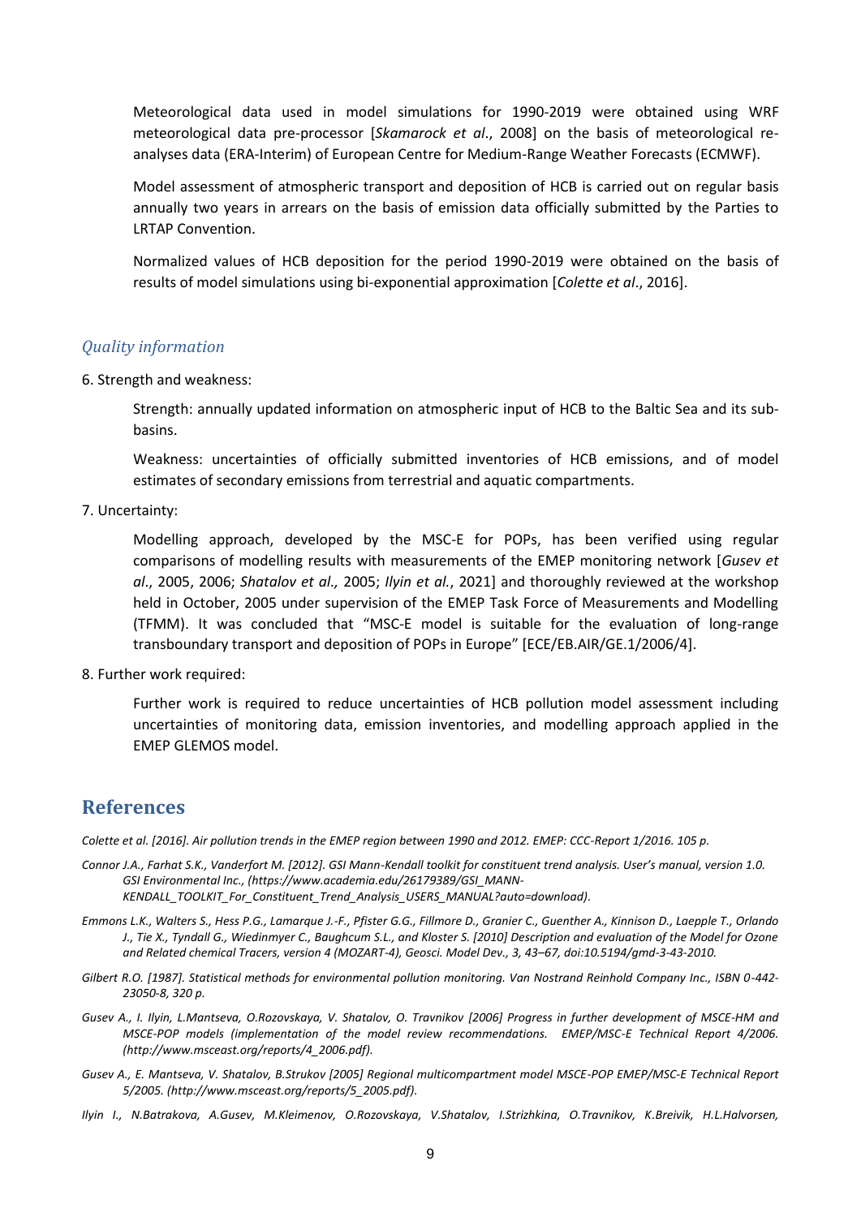Meteorological data used in model simulations for 1990-2019 were obtained using WRF meteorological data pre-processor [*Skamarock et al*., 2008] on the basis of meteorological re-analyses data (ERA-Interim) of European Centre for Medium-Range Weather Forecasts (ECMWF).

Model assessment of atmospheric transport and deposition of HCB is carried out on regular basis annually two years in arrears on the basis of emission data officially submitted by the Parties to LRTAP Convention.

Normalized values of HCB deposition for the period 1990-2019 were obtained on the basis of results of model simulations using bi-exponential approximation [*Colette et al*., 2016].

### *Quality information*

6. Strength and weakness:

Strength: annually updated information on atmospheric input of HCB to the Baltic Sea and its sub-basins.

Weakness: uncertainties of officially submitted inventories of HCB emissions, and of model estimates of secondary emissions from terrestrial and aquatic compartments.

7. Uncertainty:

Modelling approach, developed by the MSC-E for POPs, has been verified using regular comparisons of modelling results with measurements of the EMEP monitoring network [*Gusev et al*., 2005, 2006; *Shatalov et al.,* 2005; *Ilyin et al.*, 2021] and thoroughly reviewed at the workshop held in October, 2005 under supervision of the EMEP Task Force of Measurements and Modelling (TFMM). It was concluded that "MSC-E model is suitable for the evaluation of long-range transboundary transport and deposition of POPs in Europe" [ECE/EB.AIR/GE.1/2006/4].

8. Further work required:

Further work is required to reduce uncertainties of HCB pollution model assessment including uncertainties of monitoring data, emission inventories, and modelling approach applied in the EMEP GLEMOS model.

## References

*Colette et al. [2016]. Air pollution trends in the EMEP region between 1990 and 2012. EMEP: CCC-Report 1/2016. 105 p.*

*Connor J.A., Farhat S.K., Vanderfort M. [2012]. GSI Mann-Kendall toolkit for constituent trend analysis. User's manual, version 1.0. GSI Environmental Inc., (https://www.academia.edu/26179389/GSI_MANN-KENDALL_TOOLKIT_For_Constituent_Trend_Analysis_USERS_MANUAL?auto=download).*

*Emmons L.K., Walters S., Hess P.G., Lamarque J.-F., Pfister G.G., Fillmore D., Granier C., Guenther A., Kinnison D., Laepple T., Orlando J., Tie X., Tyndall G., Wiedinmyer C., Baughcum S.L., and Kloster S. [2010] Description and evaluation of the Model for Ozone and Related chemical Tracers, version 4 (MOZART-4), Geosci. Model Dev., 3, 43–67, doi:10.5194/gmd-3-43-2010.*

*Gilbert R.O. [1987]. Statistical methods for environmental pollution monitoring. Van Nostrand Reinhold Company Inc., ISBN 0-442-23050-8, 320 p.*

*Gusev A., I. Ilyin, L.Mantseva, O.Rozovskaya, V. Shatalov, O. Travnikov [2006] Progress in further development of MSCE-HM and MSCE-POP models (implementation of the model review recommendations. EMEP/MSC-E Technical Report 4/2006. (http://www.msceast.org/reports/4_2006.pdf).*

*Gusev A., E. Mantseva, V. Shatalov, B.Strukov [2005] Regional multicompartment model MSCE-POP EMEP/MSC-E Technical Report 5/2005. (http://www.msceast.org/reports/5_2005.pdf).*

*Ilyin I., N.Batrakova, A.Gusev, M.Kleimenov, O.Rozovskaya, V.Shatalov, I.Strizhkina, O.Travnikov, K.Breivik, H.L.Halvorsen,*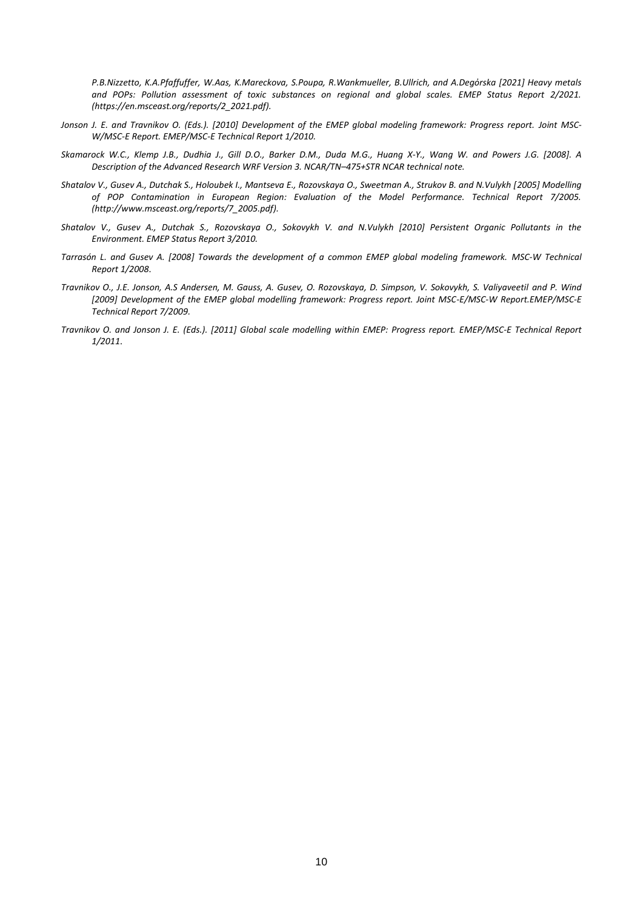*P.B.Nizzetto, K.A.Pfaffuffer, W.Aas, K.Mareckova, S.Poupa, R.Wankmueller, B.Ullrich, and A.Degórska [2021] Heavy metals and POPs: Pollution assessment of toxic substances on regional and global scales. EMEP Status Report 2/2021. (https://en.msceast.org/reports/2_2021.pdf).*

*Jonson J. E. and Travnikov O. (Eds.). [2010] Development of the EMEP global modeling framework: Progress report. Joint MSC-W/MSC-E Report. EMEP/MSC-E Technical Report 1/2010.*

*Skamarock W.C., Klemp J.B., Dudhia J., Gill D.O., Barker D.M., Duda M.G., Huang X-Y., Wang W. and Powers J.G. [2008]. A Description of the Advanced Research WRF Version 3. NCAR/TN–475+STR NCAR technical note.*

*Shatalov V., Gusev A., Dutchak S., Holoubek I., Mantseva E., Rozovskaya O., Sweetman A., Strukov B. and N.Vulykh [2005] Modelling of POP Contamination in European Region: Evaluation of the Model Performance. Technical Report 7/2005. (http://www.msceast.org/reports/7_2005.pdf).*

*Shatalov V., Gusev A., Dutchak S., Rozovskaya O., Sokovykh V. and N.Vulykh [2010] Persistent Organic Pollutants in the Environment. EMEP Status Report 3/2010.*

*Tarrasón L. and Gusev A. [2008] Towards the development of a common EMEP global modeling framework. MSC-W Technical Report 1/2008.*

*Travnikov O., J.E. Jonson, A.S Andersen, M. Gauss, A. Gusev, O. Rozovskaya, D. Simpson, V. Sokovykh, S. Valiyaveetil and P. Wind [2009] Development of the EMEP global modelling framework: Progress report. Joint MSC-E/MSC-W Report.EMEP/MSC-E Technical Report 7/2009.*

*Travnikov O. and Jonson J. E. (Eds.). [2011] Global scale modelling within EMEP: Progress report. EMEP/MSC-E Technical Report 1/2011.*